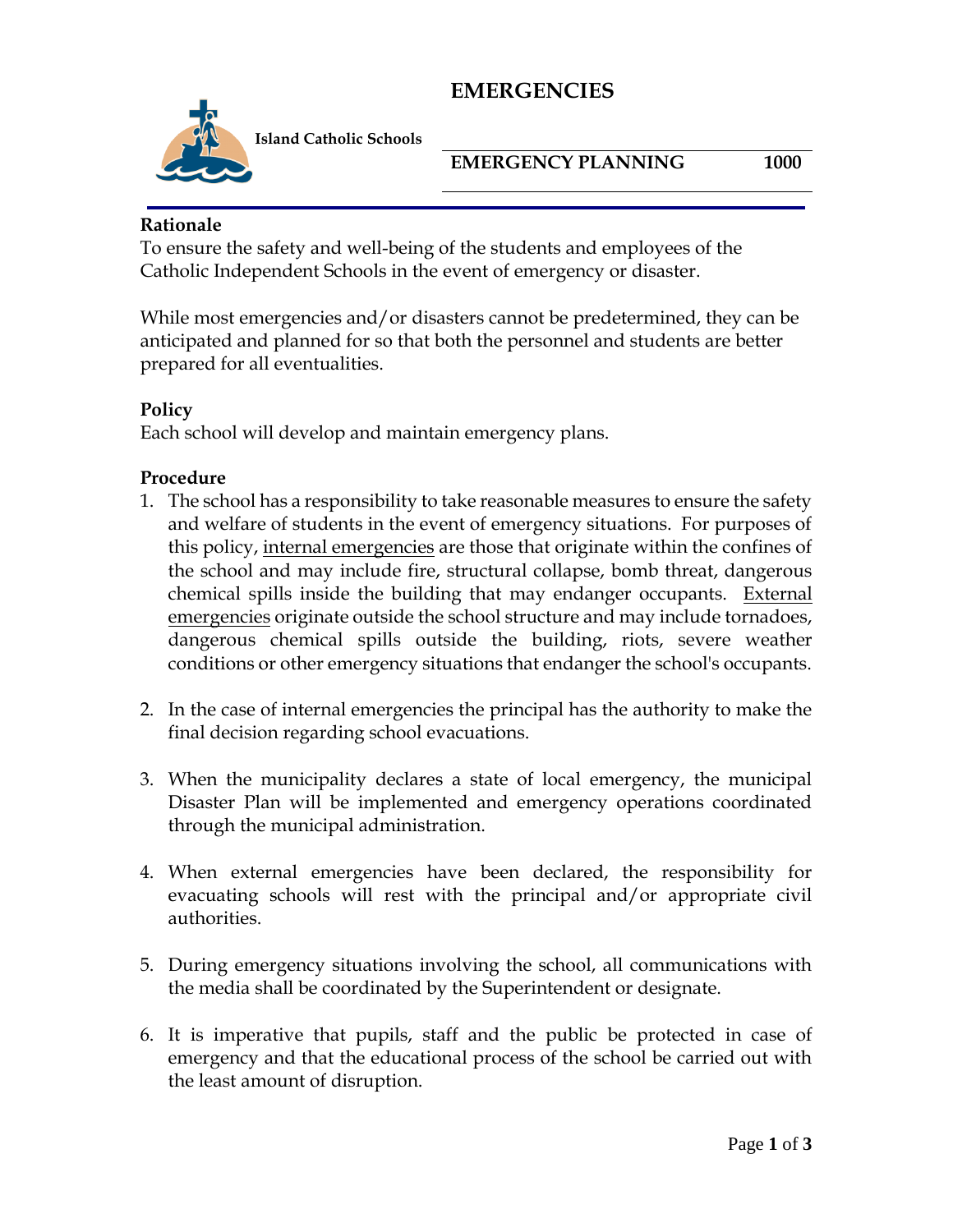# EMERGENCIES

Island Catholic Schools

## EMERGENCY PLANNING 1000

### Rationale

To ensure the safety and well-being of the students and employees of the Catholic Independent Schools in the event of emergency or disaster.

While most emergencies and/or disasters cannot be predetermined, they can be anticipated and planned for so that both the personnel and students are better prepared for all eventualities.

### Policy

Each school will develop and maintain emergency plans.

### Procedure

1. The school has a responsibility to take reasonable measures to ensure the safety and welfare of students in the event of emergency situations. For purposes of this policy, <u>internal emergencies</u> are those that originate within the confines of the school and may include fire, structural collapse, bomb threat, dangerous chemical spills inside the building that may endanger occupants. <u>External emergencies</u> originate outside the school structure and may include tornadoes, dangerous chemical spills outside the building, riots, severe weather conditions or other emergency situations that endanger the school's occupants.

2. In the case of internal emergencies the principal has the authority to make the final decision regarding school evacuations.

3. When the municipality declares a state of local emergency, the municipal Disaster Plan will be implemented and emergency operations coordinated through the municipal administration.

4. When external emergencies have been declared, the responsibility for evacuating schools will rest with the principal and/or appropriate civil authorities.

5. During emergency situations involving the school, all communications with the media shall be coordinated by the Superintendent or designate.

6. It is imperative that pupils, staff and the public be protected in case of emergency and that the educational process of the school be carried out with the least amount of disruption.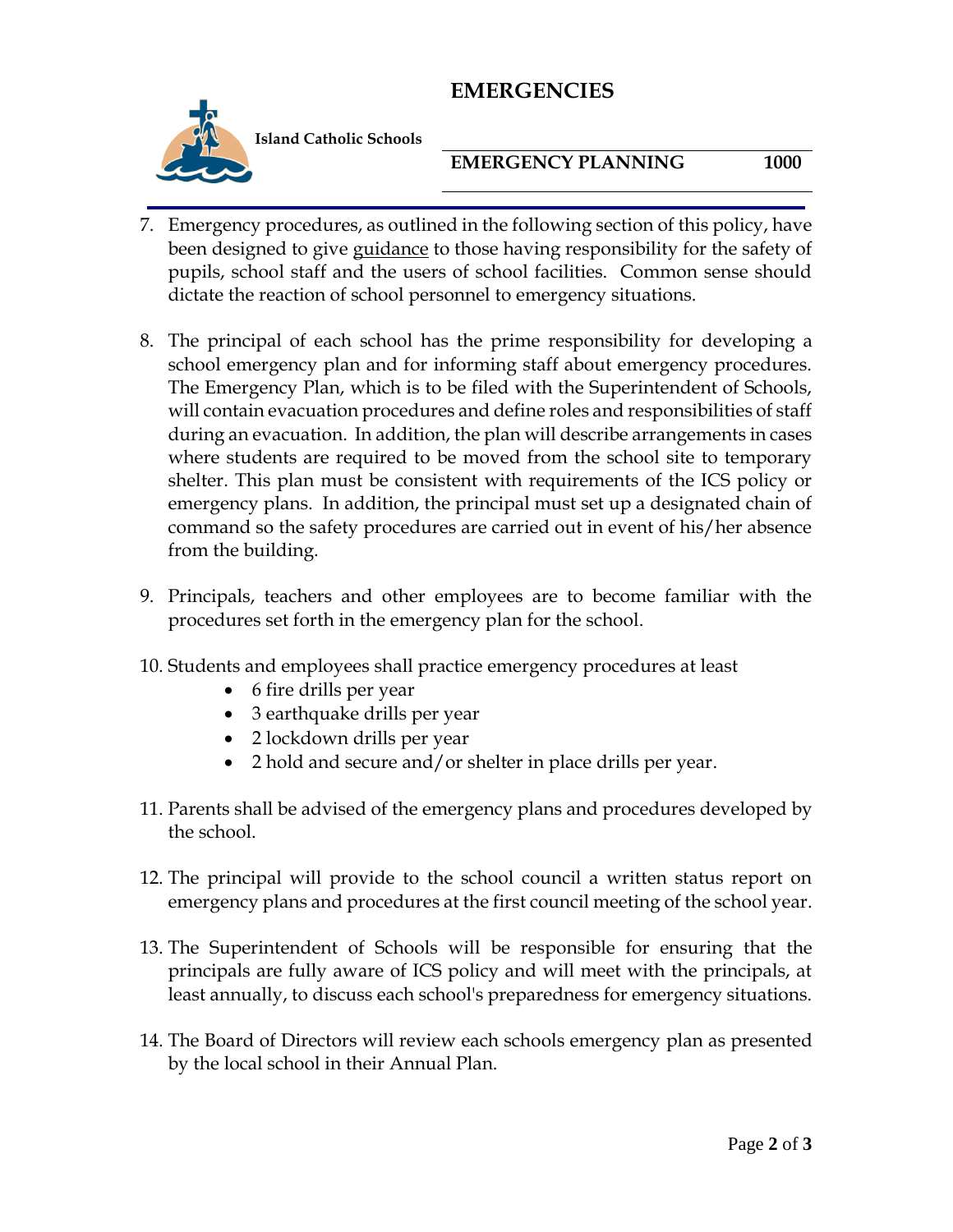7. Emergency procedures, as outlined in the following section of this policy, have been designed to give guidance to those having responsibility for the safety of pupils, school staff and the users of school facilities. Common sense should dictate the reaction of school personnel to emergency situations.

8. The principal of each school has the prime responsibility for developing a school emergency plan and for informing staff about emergency procedures. The Emergency Plan, which is to be filed with the Superintendent of Schools, will contain evacuation procedures and define roles and responsibilities of staff during an evacuation. In addition, the plan will describe arrangements in cases where students are required to be moved from the school site to temporary shelter. This plan must be consistent with requirements of the ICS policy or emergency plans. In addition, the principal must set up a designated chain of command so the safety procedures are carried out in event of his/her absence from the building.

9. Principals, teachers and other employees are to become familiar with the procedures set forth in the emergency plan for the school.

10. Students and employees shall practice emergency procedures at least
    - 6 fire drills per year
    - 3 earthquake drills per year
    - 2 lockdown drills per year
    - 2 hold and secure and/or shelter in place drills per year.

11. Parents shall be advised of the emergency plans and procedures developed by the school.

12. The principal will provide to the school council a written status report on emergency plans and procedures at the first council meeting of the school year.

13. The Superintendent of Schools will be responsible for ensuring that the principals are fully aware of ICS policy and will meet with the principals, at least annually, to discuss each school's preparedness for emergency situations.

14. The Board of Directors will review each schools emergency plan as presented by the local school in their Annual Plan.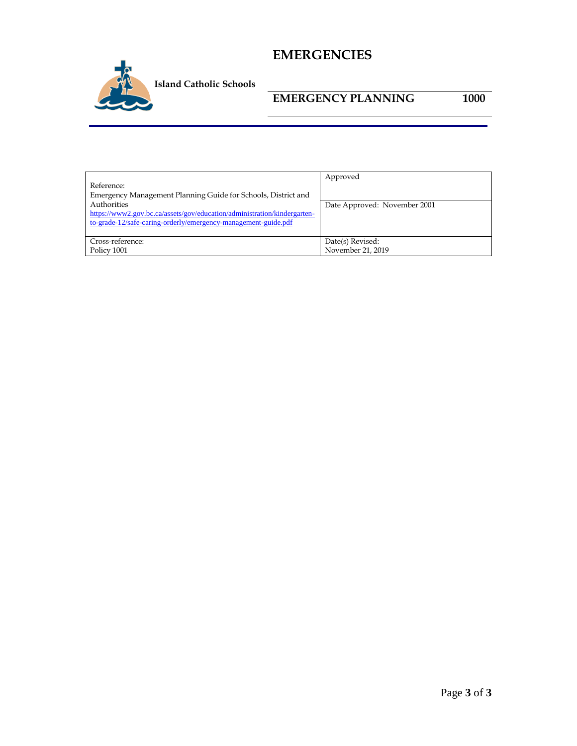# EMERGENCIES

Island Catholic Schools

## EMERGENCY PLANNING 1000

| | |
|---|---|
| Reference:<br>Emergency Management Planning Guide for Schools, District and Authorities<br>https://www2.gov.bc.ca/assets/gov/education/administration/kindergarten-to-grade-12/safe-caring-orderly/emergency-management-guide.pdf | Approved<br><br>Date Approved: November 2001 |
| Cross-reference:<br>Policy 1001 | Date(s) Revised:<br>November 21, 2019 |